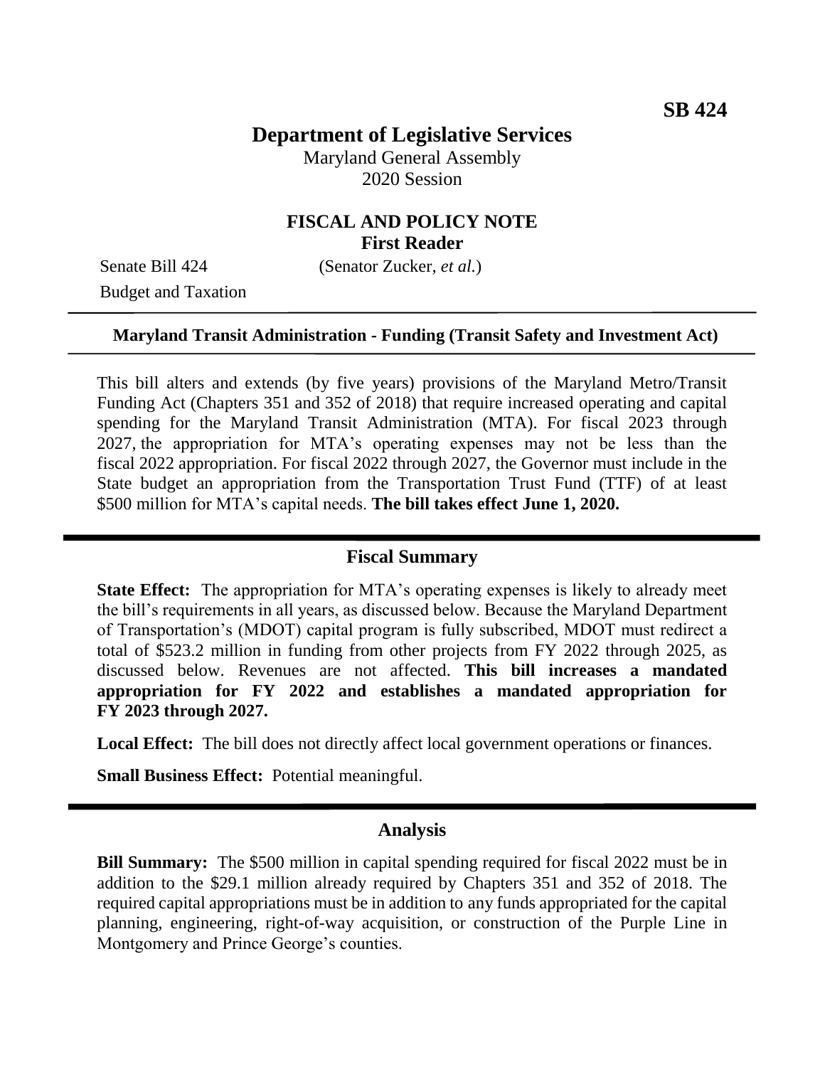**SB 424**

# Department of Legislative Services

Maryland General Assembly
2020 Session

## FISCAL AND POLICY NOTE
**First Reader**

Senate Bill 424 (Senator Zucker, *et al.*)
Budget and Taxation

---

**Maryland Transit Administration - Funding (Transit Safety and Investment Act)**

---

This bill alters and extends (by five years) provisions of the Maryland Metro/Transit Funding Act (Chapters 351 and 352 of 2018) that require increased operating and capital spending for the Maryland Transit Administration (MTA). For fiscal 2023 through 2027, the appropriation for MTA's operating expenses may not be less than the fiscal 2022 appropriation. For fiscal 2022 through 2027, the Governor must include in the State budget an appropriation from the Transportation Trust Fund (TTF) of at least $500 million for MTA's capital needs. **The bill takes effect June 1, 2020.**

---

## Fiscal Summary

**State Effect:** The appropriation for MTA's operating expenses is likely to already meet the bill's requirements in all years, as discussed below. Because the Maryland Department of Transportation's (MDOT) capital program is fully subscribed, MDOT must redirect a total of $523.2 million in funding from other projects from FY 2022 through 2025, as discussed below. Revenues are not affected. **This bill increases a mandated appropriation for FY 2022 and establishes a mandated appropriation for FY 2023 through 2027.**

**Local Effect:** The bill does not directly affect local government operations or finances.

**Small Business Effect:** Potential meaningful.

---

## Analysis

**Bill Summary:** The $500 million in capital spending required for fiscal 2022 must be in addition to the $29.1 million already required by Chapters 351 and 352 of 2018. The required capital appropriations must be in addition to any funds appropriated for the capital planning, engineering, right-of-way acquisition, or construction of the Purple Line in Montgomery and Prince George's counties.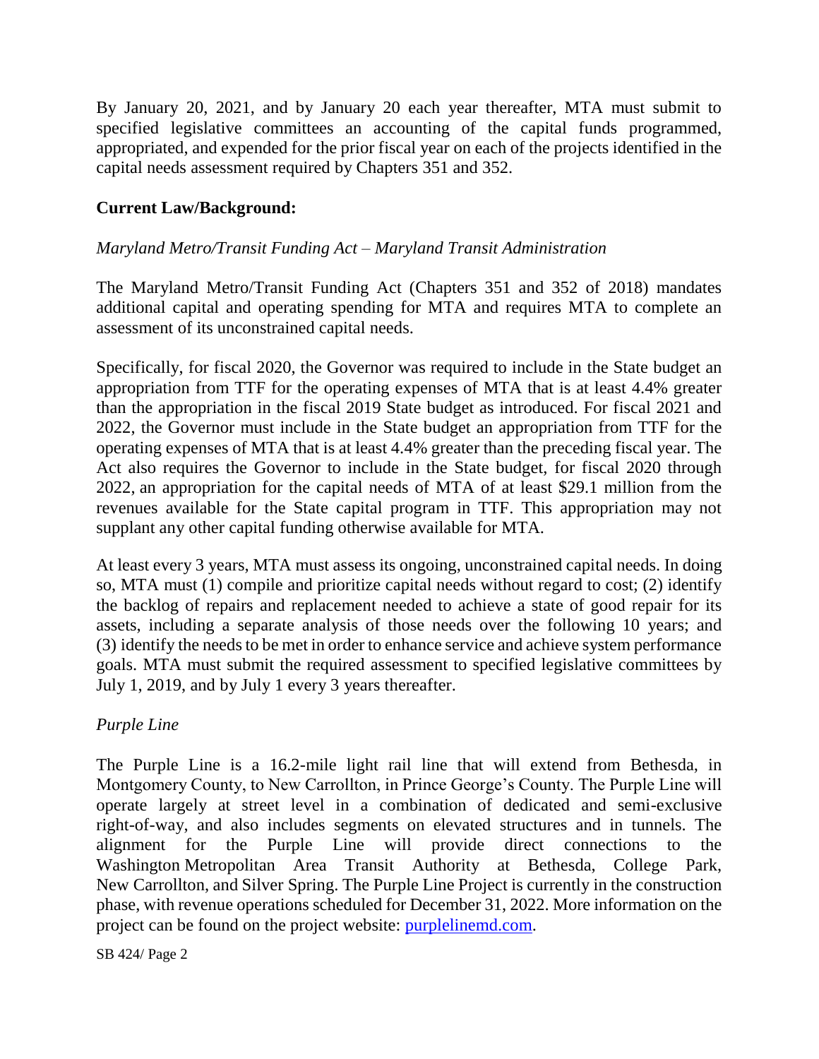By January 20, 2021, and by January 20 each year thereafter, MTA must submit to specified legislative committees an accounting of the capital funds programmed, appropriated, and expended for the prior fiscal year on each of the projects identified in the capital needs assessment required by Chapters 351 and 352.

**Current Law/Background:**

*Maryland Metro/Transit Funding Act – Maryland Transit Administration*

The Maryland Metro/Transit Funding Act (Chapters 351 and 352 of 2018) mandates additional capital and operating spending for MTA and requires MTA to complete an assessment of its unconstrained capital needs.

Specifically, for fiscal 2020, the Governor was required to include in the State budget an appropriation from TTF for the operating expenses of MTA that is at least 4.4% greater than the appropriation in the fiscal 2019 State budget as introduced. For fiscal 2021 and 2022, the Governor must include in the State budget an appropriation from TTF for the operating expenses of MTA that is at least 4.4% greater than the preceding fiscal year. The Act also requires the Governor to include in the State budget, for fiscal 2020 through 2022, an appropriation for the capital needs of MTA of at least $29.1 million from the revenues available for the State capital program in TTF. This appropriation may not supplant any other capital funding otherwise available for MTA.

At least every 3 years, MTA must assess its ongoing, unconstrained capital needs. In doing so, MTA must (1) compile and prioritize capital needs without regard to cost; (2) identify the backlog of repairs and replacement needed to achieve a state of good repair for its assets, including a separate analysis of those needs over the following 10 years; and (3) identify the needs to be met in order to enhance service and achieve system performance goals. MTA must submit the required assessment to specified legislative committees by July 1, 2019, and by July 1 every 3 years thereafter.

*Purple Line*

The Purple Line is a 16.2-mile light rail line that will extend from Bethesda, in Montgomery County, to New Carrollton, in Prince George's County. The Purple Line will operate largely at street level in a combination of dedicated and semi-exclusive right-of-way, and also includes segments on elevated structures and in tunnels. The alignment for the Purple Line will provide direct connections to the Washington Metropolitan Area Transit Authority at Bethesda, College Park, New Carrollton, and Silver Spring. The Purple Line Project is currently in the construction phase, with revenue operations scheduled for December 31, 2022. More information on the project can be found on the project website: [purplelinemd.com](purplelinemd.com).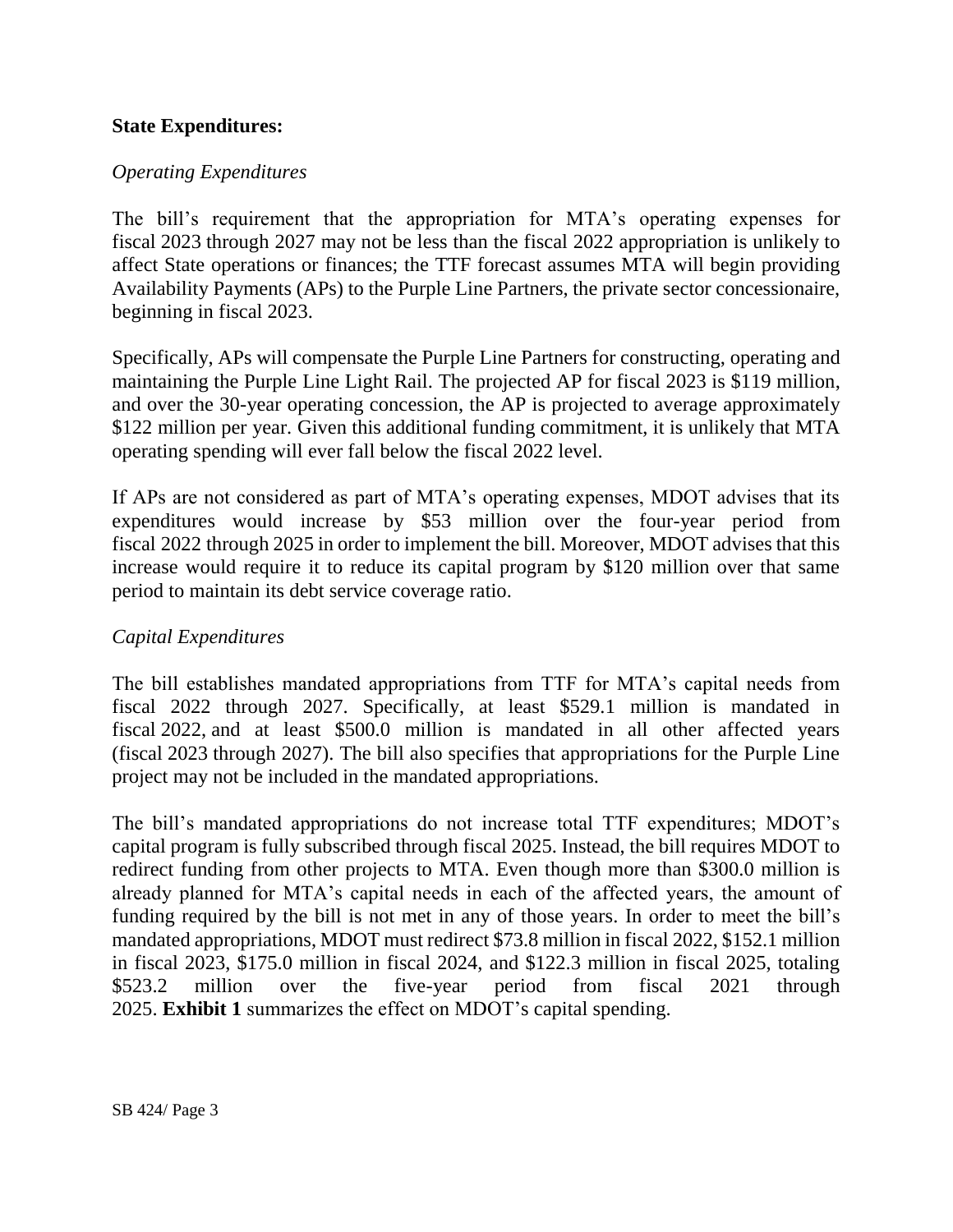**State Expenditures:**

*Operating Expenditures*

The bill's requirement that the appropriation for MTA's operating expenses for fiscal 2023 through 2027 may not be less than the fiscal 2022 appropriation is unlikely to affect State operations or finances; the TTF forecast assumes MTA will begin providing Availability Payments (APs) to the Purple Line Partners, the private sector concessionaire, beginning in fiscal 2023.

Specifically, APs will compensate the Purple Line Partners for constructing, operating and maintaining the Purple Line Light Rail. The projected AP for fiscal 2023 is $119 million, and over the 30-year operating concession, the AP is projected to average approximately $122 million per year. Given this additional funding commitment, it is unlikely that MTA operating spending will ever fall below the fiscal 2022 level.

If APs are not considered as part of MTA's operating expenses, MDOT advises that its expenditures would increase by $53 million over the four-year period from fiscal 2022 through 2025 in order to implement the bill. Moreover, MDOT advises that this increase would require it to reduce its capital program by $120 million over that same period to maintain its debt service coverage ratio.

*Capital Expenditures*

The bill establishes mandated appropriations from TTF for MTA's capital needs from fiscal 2022 through 2027. Specifically, at least $529.1 million is mandated in fiscal 2022, and at least $500.0 million is mandated in all other affected years (fiscal 2023 through 2027). The bill also specifies that appropriations for the Purple Line project may not be included in the mandated appropriations.

The bill's mandated appropriations do not increase total TTF expenditures; MDOT's capital program is fully subscribed through fiscal 2025. Instead, the bill requires MDOT to redirect funding from other projects to MTA. Even though more than $300.0 million is already planned for MTA's capital needs in each of the affected years, the amount of funding required by the bill is not met in any of those years. In order to meet the bill's mandated appropriations, MDOT must redirect $73.8 million in fiscal 2022, $152.1 million in fiscal 2023, $175.0 million in fiscal 2024, and $122.3 million in fiscal 2025, totaling $523.2 million over the five-year period from fiscal 2021 through 2025. **Exhibit 1** summarizes the effect on MDOT's capital spending.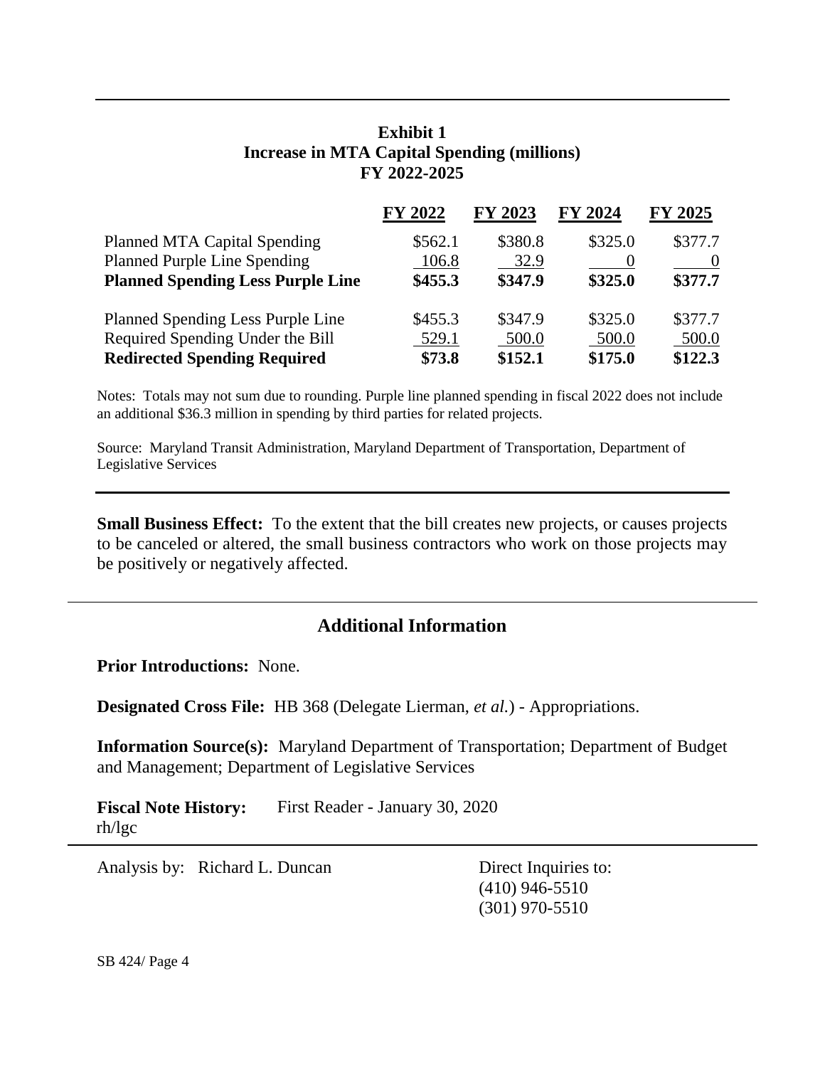**Exhibit 1**
**Increase in MTA Capital Spending (millions)**
**FY 2022-2025**

| | FY 2022 | FY 2023 | FY 2024 | FY 2025 |
|---|---|---|---|---|
| Planned MTA Capital Spending | $562.1 | $380.8 | $325.0 | $377.7 |
| Planned Purple Line Spending | 106.8 | 32.9 | 0 | 0 |
| **Planned Spending Less Purple Line** | **$455.3** | **$347.9** | **$325.0** | **$377.7** |
| Planned Spending Less Purple Line | $455.3 | $347.9 | $325.0 | $377.7 |
| Required Spending Under the Bill | 529.1 | 500.0 | 500.0 | 500.0 |
| **Redirected Spending Required** | **$73.8** | **$152.1** | **$175.0** | **$122.3** |

Notes: Totals may not sum due to rounding. Purple line planned spending in fiscal 2022 does not include an additional $36.3 million in spending by third parties for related projects.

Source: Maryland Transit Administration, Maryland Department of Transportation, Department of Legislative Services

**Small Business Effect:** To the extent that the bill creates new projects, or causes projects to be canceled or altered, the small business contractors who work on those projects may be positively or negatively affected.

## Additional Information

**Prior Introductions:** None.

**Designated Cross File:** HB 368 (Delegate Lierman, *et al.*) - Appropriations.

**Information Source(s):** Maryland Department of Transportation; Department of Budget and Management; Department of Legislative Services

**Fiscal Note History:** First Reader - January 30, 2020
rh/lgc

Analysis by: Richard L. Duncan

Direct Inquiries to:
(410) 946-5510
(301) 970-5510